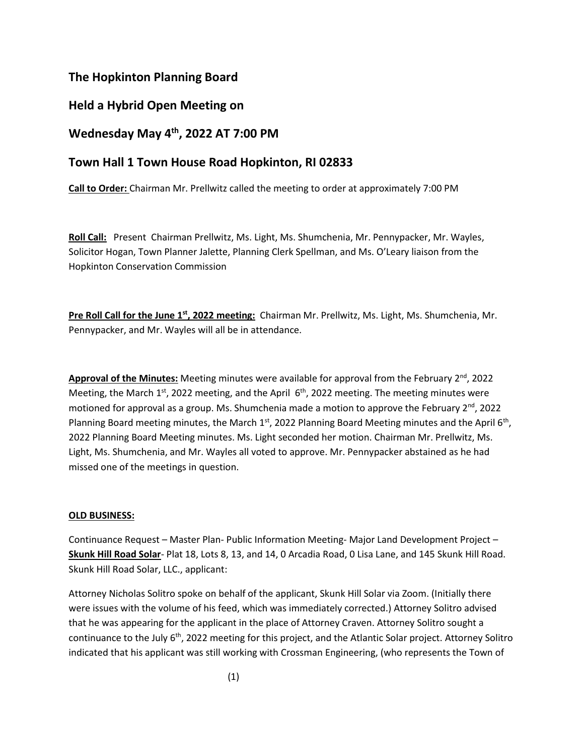## The Hopkinton Planning Board

## Held a Hybrid Open Meeting on

## Wednesday May 4th, 2022 AT 7:00 PM

## Town Hall 1 Town House Road Hopkinton, RI 02833

**Call to Order:** Chairman Mr. Prellwitz called the meeting to order at approximately 7:00 PM

**Roll Call:** Present Chairman Prellwitz, Ms. Light, Ms. Shumchenia, Mr. Pennypacker, Mr. Wayles, Solicitor Hogan, Town Planner Jalette, Planning Clerk Spellman, and Ms. O'Leary liaison from the Hopkinton Conservation Commission

**Pre Roll Call for the June 1st, 2022 meeting:** Chairman Mr. Prellwitz, Ms. Light, Ms. Shumchenia, Mr. Pennypacker, and Mr. Wayles will all be in attendance.

**Approval of the Minutes:** Meeting minutes were available for approval from the February 2nd, 2022 Meeting, the March 1st, 2022 meeting, and the April 6th, 2022 meeting. The meeting minutes were motioned for approval as a group. Ms. Shumchenia made a motion to approve the February 2nd, 2022 Planning Board meeting minutes, the March 1st, 2022 Planning Board Meeting minutes and the April 6th, 2022 Planning Board Meeting minutes. Ms. Light seconded her motion. Chairman Mr. Prellwitz, Ms. Light, Ms. Shumchenia, and Mr. Wayles all voted to approve. Mr. Pennypacker abstained as he had missed one of the meetings in question.

**OLD BUSINESS:**

Continuance Request – Master Plan- Public Information Meeting- Major Land Development Project – **Skunk Hill Road Solar**- Plat 18, Lots 8, 13, and 14, 0 Arcadia Road, 0 Lisa Lane, and 145 Skunk Hill Road. Skunk Hill Road Solar, LLC., applicant:

Attorney Nicholas Solitro spoke on behalf of the applicant, Skunk Hill Solar via Zoom. (Initially there were issues with the volume of his feed, which was immediately corrected.) Attorney Solitro advised that he was appearing for the applicant in the place of Attorney Craven. Attorney Solitro sought a continuance to the July 6th, 2022 meeting for this project, and the Atlantic Solar project. Attorney Solitro indicated that his applicant was still working with Crossman Engineering, (who represents the Town of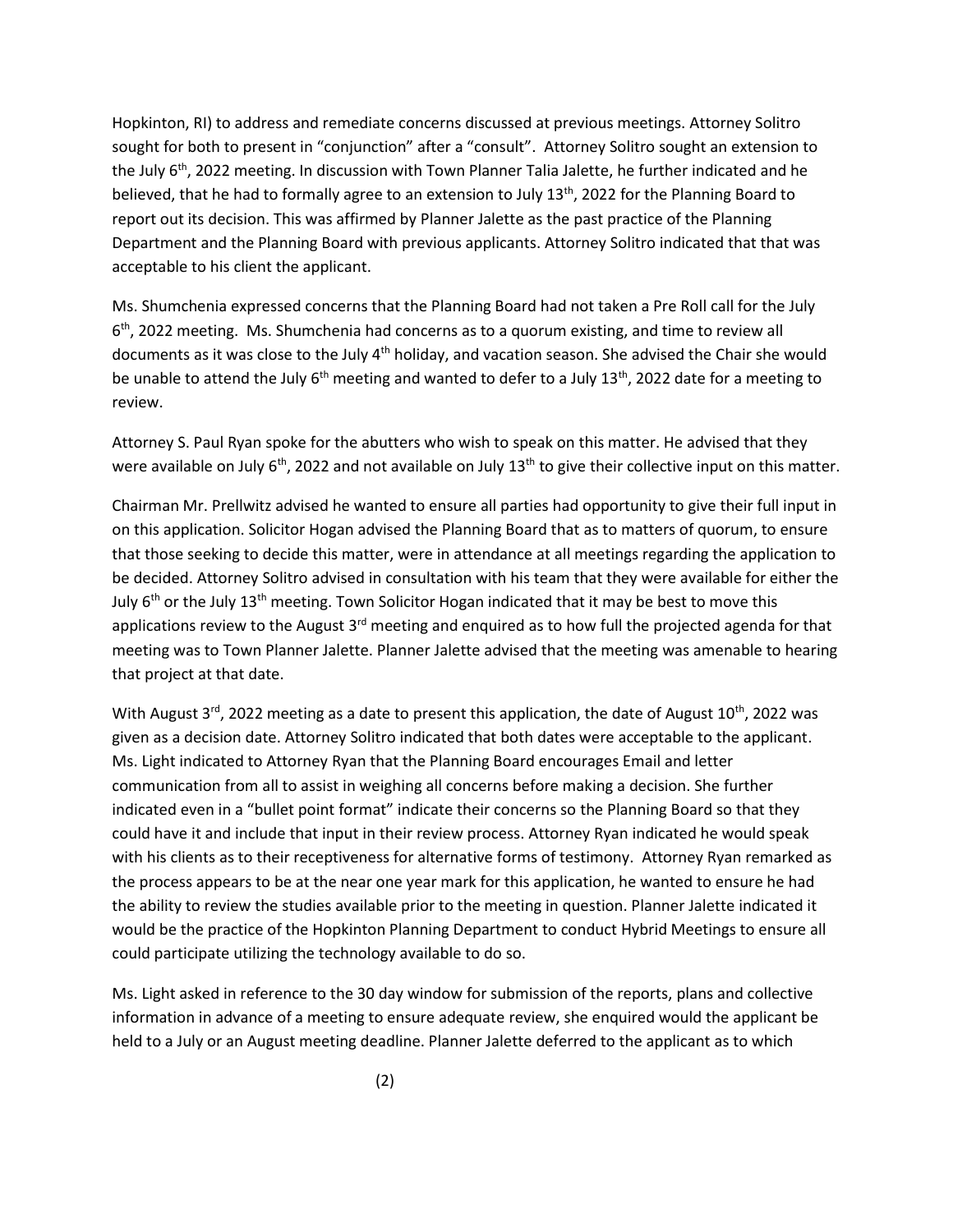Hopkinton, RI) to address and remediate concerns discussed at previous meetings. Attorney Solitro sought for both to present in "conjunction" after a "consult". Attorney Solitro sought an extension to the July 6th, 2022 meeting. In discussion with Town Planner Talia Jalette, he further indicated and he believed, that he had to formally agree to an extension to July 13th, 2022 for the Planning Board to report out its decision. This was affirmed by Planner Jalette as the past practice of the Planning Department and the Planning Board with previous applicants. Attorney Solitro indicated that that was acceptable to his client the applicant.

Ms. Shumchenia expressed concerns that the Planning Board had not taken a Pre Roll call for the July 6th, 2022 meeting. Ms. Shumchenia had concerns as to a quorum existing, and time to review all documents as it was close to the July 4th holiday, and vacation season. She advised the Chair she would be unable to attend the July 6th meeting and wanted to defer to a July 13th, 2022 date for a meeting to review.

Attorney S. Paul Ryan spoke for the abutters who wish to speak on this matter. He advised that they were available on July 6th, 2022 and not available on July 13th to give their collective input on this matter.

Chairman Mr. Prellwitz advised he wanted to ensure all parties had opportunity to give their full input in on this application. Solicitor Hogan advised the Planning Board that as to matters of quorum, to ensure that those seeking to decide this matter, were in attendance at all meetings regarding the application to be decided. Attorney Solitro advised in consultation with his team that they were available for either the July 6th or the July 13th meeting. Town Solicitor Hogan indicated that it may be best to move this applications review to the August 3rd meeting and enquired as to how full the projected agenda for that meeting was to Town Planner Jalette. Planner Jalette advised that the meeting was amenable to hearing that project at that date.

With August 3rd, 2022 meeting as a date to present this application, the date of August 10th, 2022 was given as a decision date. Attorney Solitro indicated that both dates were acceptable to the applicant. Ms. Light indicated to Attorney Ryan that the Planning Board encourages Email and letter communication from all to assist in weighing all concerns before making a decision. She further indicated even in a "bullet point format" indicate their concerns so the Planning Board so that they could have it and include that input in their review process. Attorney Ryan indicated he would speak with his clients as to their receptiveness for alternative forms of testimony. Attorney Ryan remarked as the process appears to be at the near one year mark for this application, he wanted to ensure he had the ability to review the studies available prior to the meeting in question. Planner Jalette indicated it would be the practice of the Hopkinton Planning Department to conduct Hybrid Meetings to ensure all could participate utilizing the technology available to do so.

Ms. Light asked in reference to the 30 day window for submission of the reports, plans and collective information in advance of a meeting to ensure adequate review, she enquired would the applicant be held to a July or an August meeting deadline. Planner Jalette deferred to the applicant as to which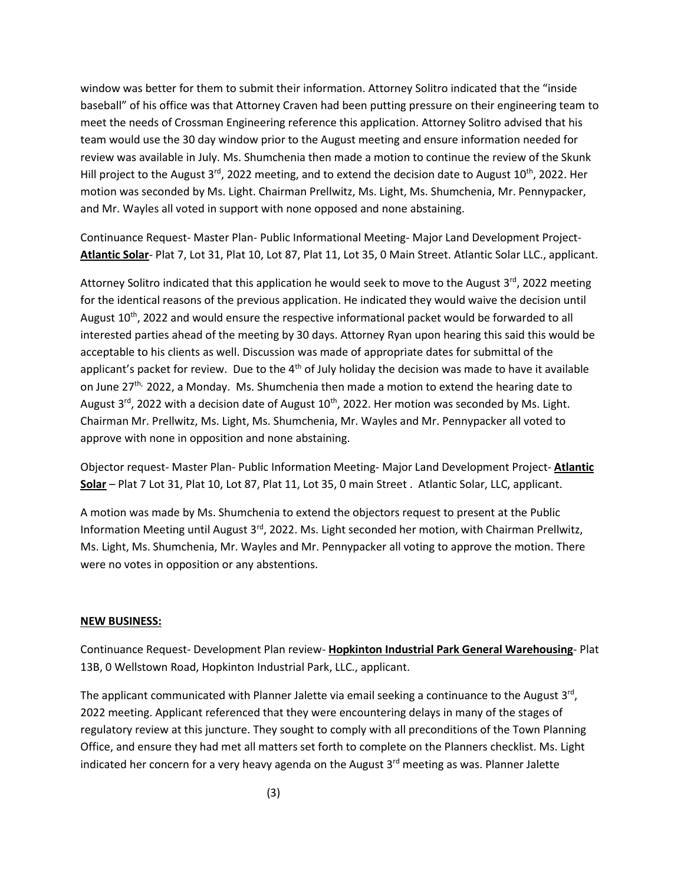window was better for them to submit their information. Attorney Solitro indicated that the "inside baseball" of his office was that Attorney Craven had been putting pressure on their engineering team to meet the needs of Crossman Engineering reference this application. Attorney Solitro advised that his team would use the 30 day window prior to the August meeting and ensure information needed for review was available in July. Ms. Shumchenia then made a motion to continue the review of the Skunk Hill project to the August 3rd, 2022 meeting, and to extend the decision date to August 10th, 2022. Her motion was seconded by Ms. Light. Chairman Prellwitz, Ms. Light, Ms. Shumchenia, Mr. Pennypacker, and Mr. Wayles all voted in support with none opposed and none abstaining.

Continuance Request- Master Plan- Public Informational Meeting- Major Land Development Project- **Atlantic Solar**- Plat 7, Lot 31, Plat 10, Lot 87, Plat 11, Lot 35, 0 Main Street. Atlantic Solar LLC., applicant.

Attorney Solitro indicated that this application he would seek to move to the August 3rd, 2022 meeting for the identical reasons of the previous application. He indicated they would waive the decision until August 10th, 2022 and would ensure the respective informational packet would be forwarded to all interested parties ahead of the meeting by 30 days. Attorney Ryan upon hearing this said this would be acceptable to his clients as well. Discussion was made of appropriate dates for submittal of the applicant's packet for review. Due to the 4th of July holiday the decision was made to have it available on June 27th, 2022, a Monday. Ms. Shumchenia then made a motion to extend the hearing date to August 3rd, 2022 with a decision date of August 10th, 2022. Her motion was seconded by Ms. Light. Chairman Mr. Prellwitz, Ms. Light, Ms. Shumchenia, Mr. Wayles and Mr. Pennypacker all voted to approve with none in opposition and none abstaining.

Objector request- Master Plan- Public Information Meeting- Major Land Development Project- **Atlantic Solar** – Plat 7 Lot 31, Plat 10, Lot 87, Plat 11, Lot 35, 0 main Street . Atlantic Solar, LLC, applicant.

A motion was made by Ms. Shumchenia to extend the objectors request to present at the Public Information Meeting until August 3rd, 2022. Ms. Light seconded her motion, with Chairman Prellwitz, Ms. Light, Ms. Shumchenia, Mr. Wayles and Mr. Pennypacker all voting to approve the motion. There were no votes in opposition or any abstentions.

**NEW BUSINESS:**

Continuance Request- Development Plan review- **Hopkinton Industrial Park General Warehousing**- Plat 13B, 0 Wellstown Road, Hopkinton Industrial Park, LLC., applicant.

The applicant communicated with Planner Jalette via email seeking a continuance to the August 3rd, 2022 meeting. Applicant referenced that they were encountering delays in many of the stages of regulatory review at this juncture. They sought to comply with all preconditions of the Town Planning Office, and ensure they had met all matters set forth to complete on the Planners checklist. Ms. Light indicated her concern for a very heavy agenda on the August 3rd meeting as was. Planner Jalette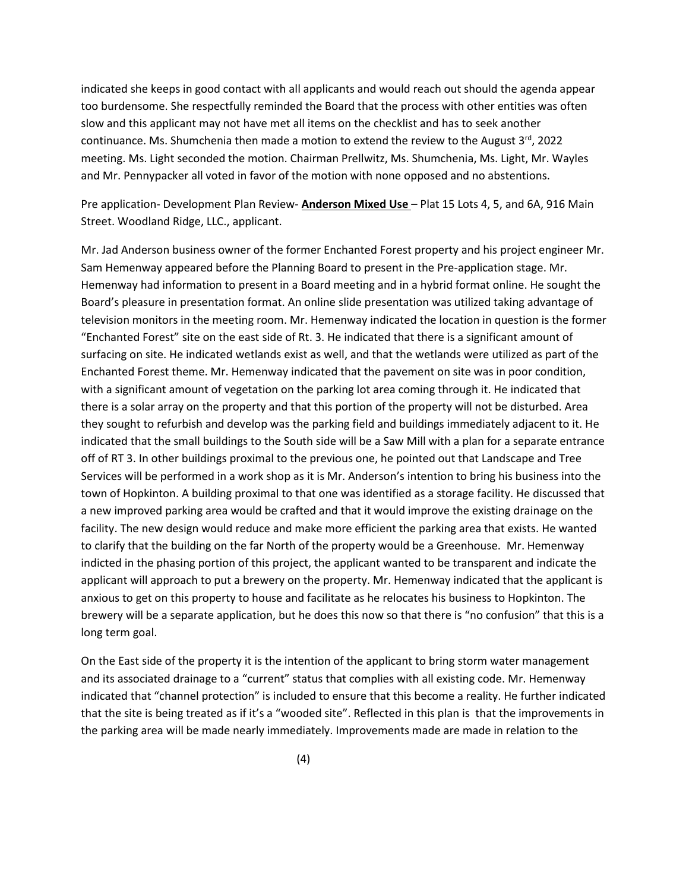indicated she keeps in good contact with all applicants and would reach out should the agenda appear too burdensome. She respectfully reminded the Board that the process with other entities was often slow and this applicant may not have met all items on the checklist and has to seek another continuance. Ms. Shumchenia then made a motion to extend the review to the August 3rd, 2022 meeting. Ms. Light seconded the motion. Chairman Prellwitz, Ms. Shumchenia, Ms. Light, Mr. Wayles and Mr. Pennypacker all voted in favor of the motion with none opposed and no abstentions.

Pre application- Development Plan Review- **Anderson Mixed Use** – Plat 15 Lots 4, 5, and 6A, 916 Main Street. Woodland Ridge, LLC., applicant.

Mr. Jad Anderson business owner of the former Enchanted Forest property and his project engineer Mr. Sam Hemenway appeared before the Planning Board to present in the Pre-application stage. Mr. Hemenway had information to present in a Board meeting and in a hybrid format online. He sought the Board's pleasure in presentation format. An online slide presentation was utilized taking advantage of television monitors in the meeting room. Mr. Hemenway indicated the location in question is the former "Enchanted Forest" site on the east side of Rt. 3. He indicated that there is a significant amount of surfacing on site. He indicated wetlands exist as well, and that the wetlands were utilized as part of the Enchanted Forest theme. Mr. Hemenway indicated that the pavement on site was in poor condition, with a significant amount of vegetation on the parking lot area coming through it. He indicated that there is a solar array on the property and that this portion of the property will not be disturbed. Area they sought to refurbish and develop was the parking field and buildings immediately adjacent to it. He indicated that the small buildings to the South side will be a Saw Mill with a plan for a separate entrance off of RT 3. In other buildings proximal to the previous one, he pointed out that Landscape and Tree Services will be performed in a work shop as it is Mr. Anderson's intention to bring his business into the town of Hopkinton. A building proximal to that one was identified as a storage facility. He discussed that a new improved parking area would be crafted and that it would improve the existing drainage on the facility. The new design would reduce and make more efficient the parking area that exists. He wanted to clarify that the building on the far North of the property would be a Greenhouse. Mr. Hemenway indicted in the phasing portion of this project, the applicant wanted to be transparent and indicate the applicant will approach to put a brewery on the property. Mr. Hemenway indicated that the applicant is anxious to get on this property to house and facilitate as he relocates his business to Hopkinton. The brewery will be a separate application, but he does this now so that there is "no confusion" that this is a long term goal.

On the East side of the property it is the intention of the applicant to bring storm water management and its associated drainage to a "current" status that complies with all existing code. Mr. Hemenway indicated that "channel protection" is included to ensure that this become a reality. He further indicated that the site is being treated as if it's a "wooded site". Reflected in this plan is that the improvements in the parking area will be made nearly immediately. Improvements made are made in relation to the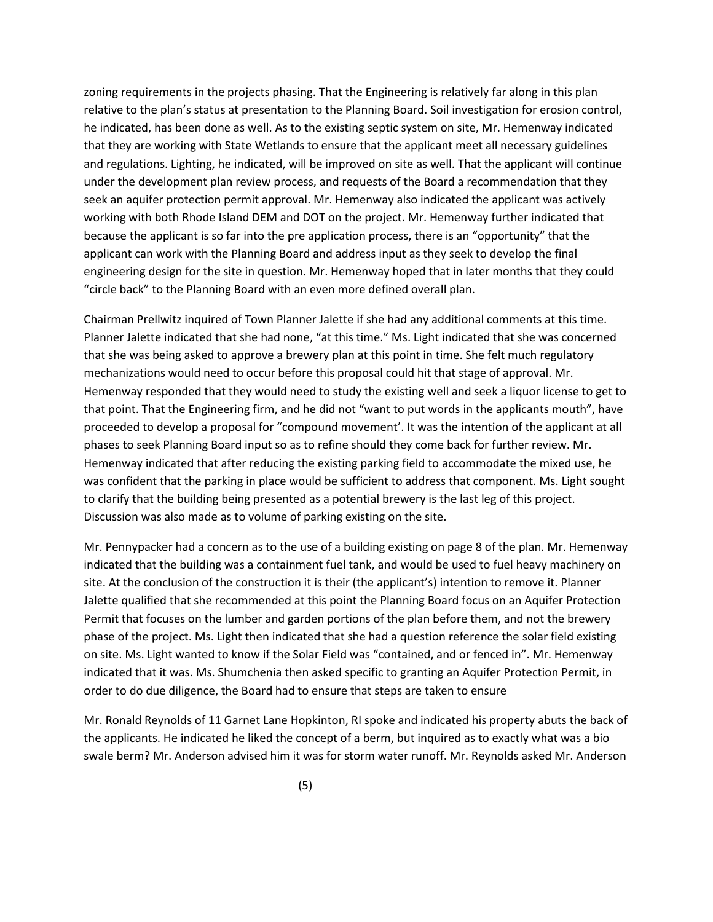zoning requirements in the projects phasing. That the Engineering is relatively far along in this plan relative to the plan's status at presentation to the Planning Board. Soil investigation for erosion control, he indicated, has been done as well. As to the existing septic system on site, Mr. Hemenway indicated that they are working with State Wetlands to ensure that the applicant meet all necessary guidelines and regulations. Lighting, he indicated, will be improved on site as well. That the applicant will continue under the development plan review process, and requests of the Board a recommendation that they seek an aquifer protection permit approval. Mr. Hemenway also indicated the applicant was actively working with both Rhode Island DEM and DOT on the project. Mr. Hemenway further indicated that because the applicant is so far into the pre application process, there is an "opportunity" that the applicant can work with the Planning Board and address input as they seek to develop the final engineering design for the site in question. Mr. Hemenway hoped that in later months that they could "circle back" to the Planning Board with an even more defined overall plan.

Chairman Prellwitz inquired of Town Planner Jalette if she had any additional comments at this time. Planner Jalette indicated that she had none, "at this time." Ms. Light indicated that she was concerned that she was being asked to approve a brewery plan at this point in time. She felt much regulatory mechanizations would need to occur before this proposal could hit that stage of approval. Mr. Hemenway responded that they would need to study the existing well and seek a liquor license to get to that point. That the Engineering firm, and he did not "want to put words in the applicants mouth", have proceeded to develop a proposal for "compound movement'. It was the intention of the applicant at all phases to seek Planning Board input so as to refine should they come back for further review. Mr. Hemenway indicated that after reducing the existing parking field to accommodate the mixed use, he was confident that the parking in place would be sufficient to address that component. Ms. Light sought to clarify that the building being presented as a potential brewery is the last leg of this project. Discussion was also made as to volume of parking existing on the site.

Mr. Pennypacker had a concern as to the use of a building existing on page 8 of the plan. Mr. Hemenway indicated that the building was a containment fuel tank, and would be used to fuel heavy machinery on site. At the conclusion of the construction it is their (the applicant's) intention to remove it. Planner Jalette qualified that she recommended at this point the Planning Board focus on an Aquifer Protection Permit that focuses on the lumber and garden portions of the plan before them, and not the brewery phase of the project. Ms. Light then indicated that she had a question reference the solar field existing on site. Ms. Light wanted to know if the Solar Field was "contained, and or fenced in". Mr. Hemenway indicated that it was. Ms. Shumchenia then asked specific to granting an Aquifer Protection Permit, in order to do due diligence, the Board had to ensure that steps are taken to ensure

Mr. Ronald Reynolds of 11 Garnet Lane Hopkinton, RI spoke and indicated his property abuts the back of the applicants. He indicated he liked the concept of a berm, but inquired as to exactly what was a bio swale berm? Mr. Anderson advised him it was for storm water runoff. Mr. Reynolds asked Mr. Anderson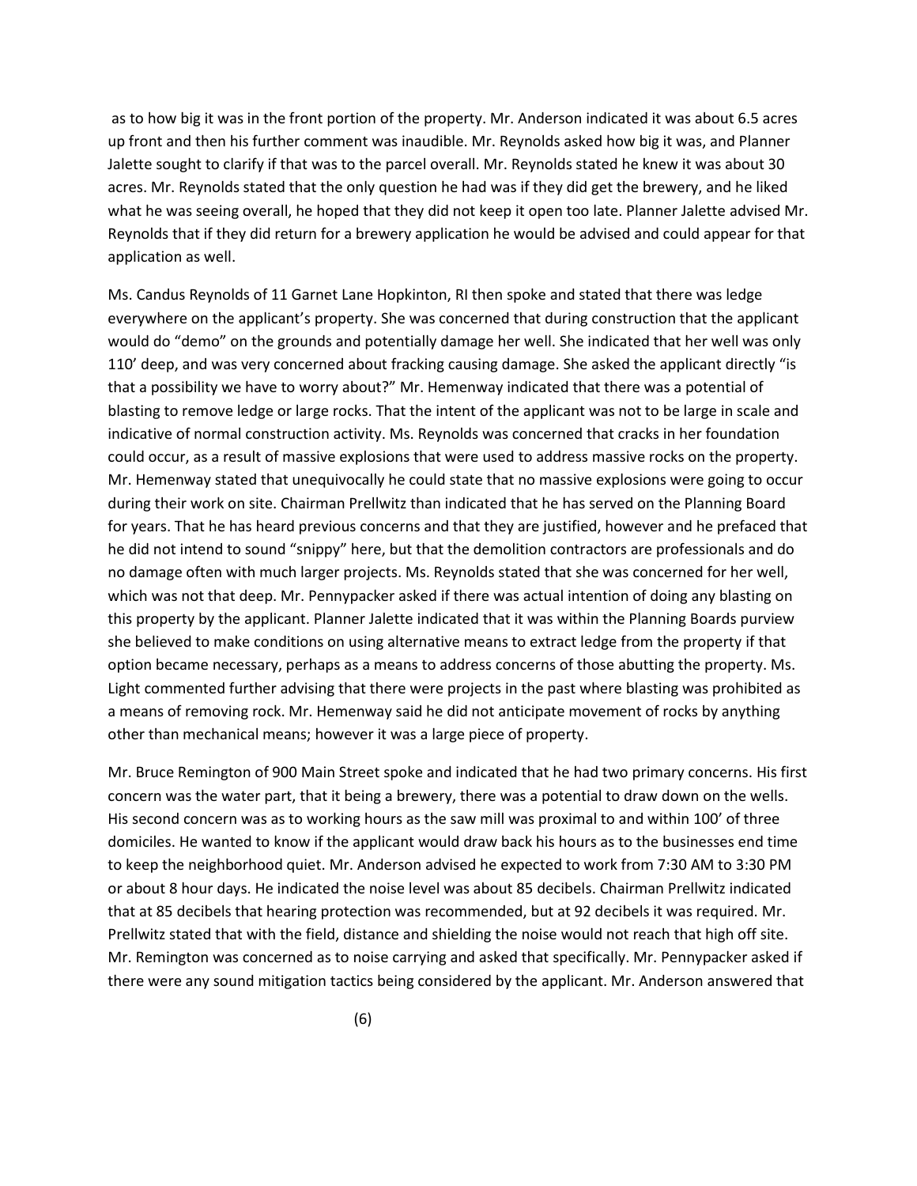as to how big it was in the front portion of the property. Mr. Anderson indicated it was about 6.5 acres up front and then his further comment was inaudible. Mr. Reynolds asked how big it was, and Planner Jalette sought to clarify if that was to the parcel overall. Mr. Reynolds stated he knew it was about 30 acres. Mr. Reynolds stated that the only question he had was if they did get the brewery, and he liked what he was seeing overall, he hoped that they did not keep it open too late. Planner Jalette advised Mr. Reynolds that if they did return for a brewery application he would be advised and could appear for that application as well.

Ms. Candus Reynolds of 11 Garnet Lane Hopkinton, RI then spoke and stated that there was ledge everywhere on the applicant's property. She was concerned that during construction that the applicant would do "demo" on the grounds and potentially damage her well. She indicated that her well was only 110' deep, and was very concerned about fracking causing damage. She asked the applicant directly "is that a possibility we have to worry about?" Mr. Hemenway indicated that there was a potential of blasting to remove ledge or large rocks. That the intent of the applicant was not to be large in scale and indicative of normal construction activity. Ms. Reynolds was concerned that cracks in her foundation could occur, as a result of massive explosions that were used to address massive rocks on the property. Mr. Hemenway stated that unequivocally he could state that no massive explosions were going to occur during their work on site. Chairman Prellwitz than indicated that he has served on the Planning Board for years. That he has heard previous concerns and that they are justified, however and he prefaced that he did not intend to sound "snippy" here, but that the demolition contractors are professionals and do no damage often with much larger projects. Ms. Reynolds stated that she was concerned for her well, which was not that deep. Mr. Pennypacker asked if there was actual intention of doing any blasting on this property by the applicant. Planner Jalette indicated that it was within the Planning Boards purview she believed to make conditions on using alternative means to extract ledge from the property if that option became necessary, perhaps as a means to address concerns of those abutting the property. Ms. Light commented further advising that there were projects in the past where blasting was prohibited as a means of removing rock. Mr. Hemenway said he did not anticipate movement of rocks by anything other than mechanical means; however it was a large piece of property.

Mr. Bruce Remington of 900 Main Street spoke and indicated that he had two primary concerns. His first concern was the water part, that it being a brewery, there was a potential to draw down on the wells. His second concern was as to working hours as the saw mill was proximal to and within 100' of three domiciles. He wanted to know if the applicant would draw back his hours as to the businesses end time to keep the neighborhood quiet. Mr. Anderson advised he expected to work from 7:30 AM to 3:30 PM or about 8 hour days. He indicated the noise level was about 85 decibels. Chairman Prellwitz indicated that at 85 decibels that hearing protection was recommended, but at 92 decibels it was required. Mr. Prellwitz stated that with the field, distance and shielding the noise would not reach that high off site. Mr. Remington was concerned as to noise carrying and asked that specifically. Mr. Pennypacker asked if there were any sound mitigation tactics being considered by the applicant. Mr. Anderson answered that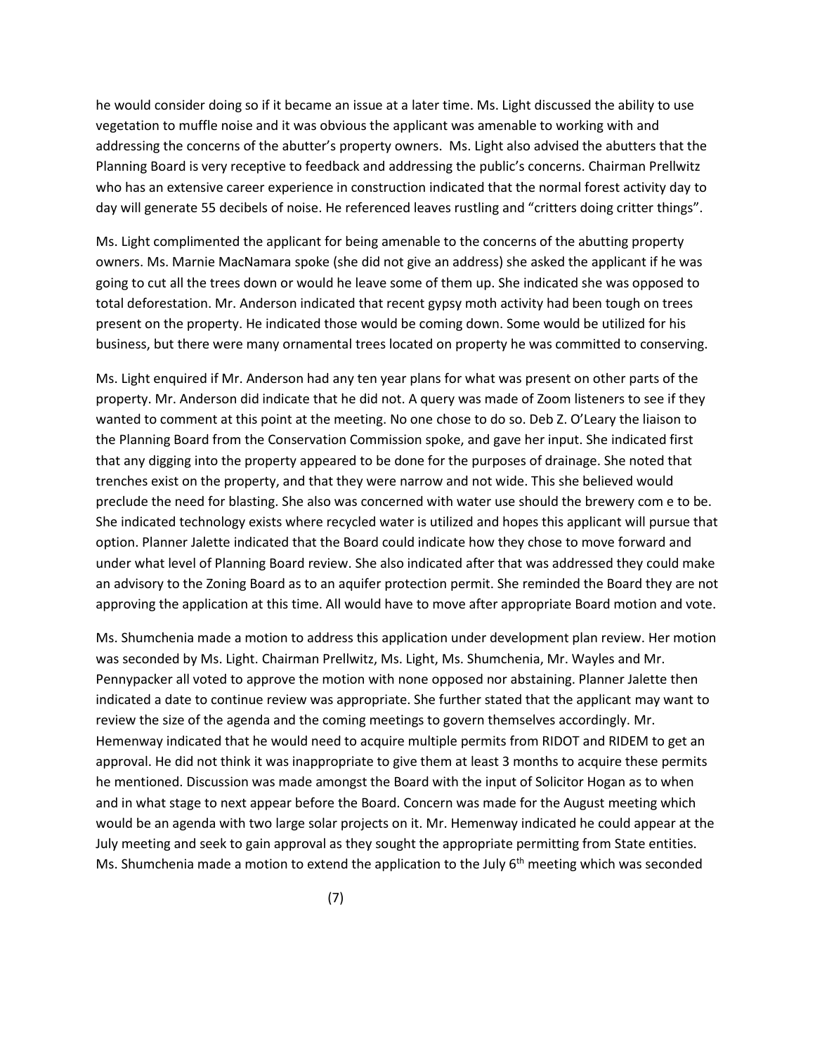he would consider doing so if it became an issue at a later time. Ms. Light discussed the ability to use vegetation to muffle noise and it was obvious the applicant was amenable to working with and addressing the concerns of the abutter's property owners. Ms. Light also advised the abutters that the Planning Board is very receptive to feedback and addressing the public's concerns. Chairman Prellwitz who has an extensive career experience in construction indicated that the normal forest activity day to day will generate 55 decibels of noise. He referenced leaves rustling and "critters doing critter things".

Ms. Light complimented the applicant for being amenable to the concerns of the abutting property owners. Ms. Marnie MacNamara spoke (she did not give an address) she asked the applicant if he was going to cut all the trees down or would he leave some of them up. She indicated she was opposed to total deforestation. Mr. Anderson indicated that recent gypsy moth activity had been tough on trees present on the property. He indicated those would be coming down. Some would be utilized for his business, but there were many ornamental trees located on property he was committed to conserving.

Ms. Light enquired if Mr. Anderson had any ten year plans for what was present on other parts of the property. Mr. Anderson did indicate that he did not. A query was made of Zoom listeners to see if they wanted to comment at this point at the meeting. No one chose to do so. Deb Z. O'Leary the liaison to the Planning Board from the Conservation Commission spoke, and gave her input. She indicated first that any digging into the property appeared to be done for the purposes of drainage. She noted that trenches exist on the property, and that they were narrow and not wide. This she believed would preclude the need for blasting. She also was concerned with water use should the brewery com e to be. She indicated technology exists where recycled water is utilized and hopes this applicant will pursue that option. Planner Jalette indicated that the Board could indicate how they chose to move forward and under what level of Planning Board review. She also indicated after that was addressed they could make an advisory to the Zoning Board as to an aquifer protection permit. She reminded the Board they are not approving the application at this time. All would have to move after appropriate Board motion and vote.

Ms. Shumchenia made a motion to address this application under development plan review. Her motion was seconded by Ms. Light. Chairman Prellwitz, Ms. Light, Ms. Shumchenia, Mr. Wayles and Mr. Pennypacker all voted to approve the motion with none opposed nor abstaining. Planner Jalette then indicated a date to continue review was appropriate. She further stated that the applicant may want to review the size of the agenda and the coming meetings to govern themselves accordingly. Mr. Hemenway indicated that he would need to acquire multiple permits from RIDOT and RIDEM to get an approval. He did not think it was inappropriate to give them at least 3 months to acquire these permits he mentioned. Discussion was made amongst the Board with the input of Solicitor Hogan as to when and in what stage to next appear before the Board. Concern was made for the August meeting which would be an agenda with two large solar projects on it. Mr. Hemenway indicated he could appear at the July meeting and seek to gain approval as they sought the appropriate permitting from State entities. Ms. Shumchenia made a motion to extend the application to the July 6th meeting which was seconded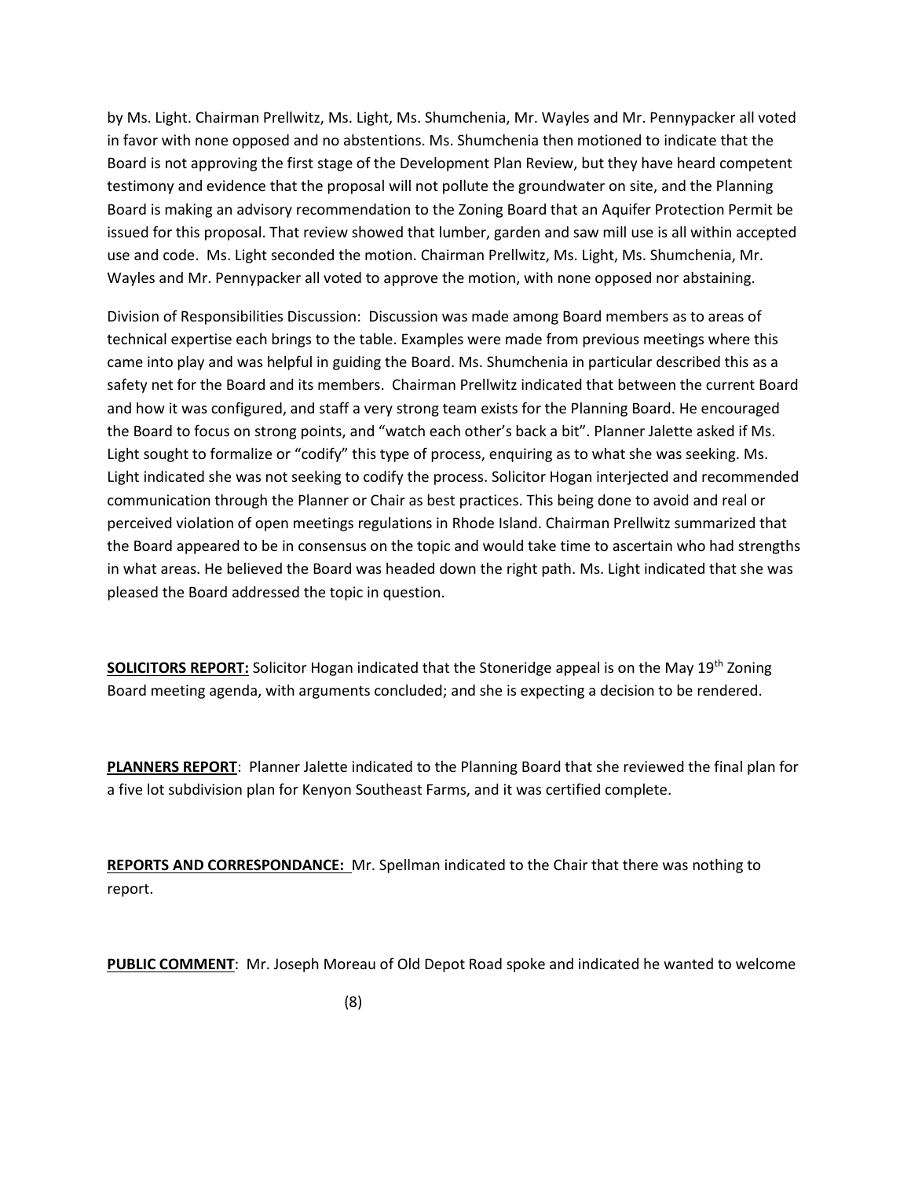by Ms. Light. Chairman Prellwitz, Ms. Light, Ms. Shumchenia, Mr. Wayles and Mr. Pennypacker all voted in favor with none opposed and no abstentions. Ms. Shumchenia then motioned to indicate that the Board is not approving the first stage of the Development Plan Review, but they have heard competent testimony and evidence that the proposal will not pollute the groundwater on site, and the Planning Board is making an advisory recommendation to the Zoning Board that an Aquifer Protection Permit be issued for this proposal. That review showed that lumber, garden and saw mill use is all within accepted use and code. Ms. Light seconded the motion. Chairman Prellwitz, Ms. Light, Ms. Shumchenia, Mr. Wayles and Mr. Pennypacker all voted to approve the motion, with none opposed nor abstaining.

Division of Responsibilities Discussion: Discussion was made among Board members as to areas of technical expertise each brings to the table. Examples were made from previous meetings where this came into play and was helpful in guiding the Board. Ms. Shumchenia in particular described this as a safety net for the Board and its members. Chairman Prellwitz indicated that between the current Board and how it was configured, and staff a very strong team exists for the Planning Board. He encouraged the Board to focus on strong points, and "watch each other's back a bit". Planner Jalette asked if Ms. Light sought to formalize or "codify" this type of process, enquiring as to what she was seeking. Ms. Light indicated she was not seeking to codify the process. Solicitor Hogan interjected and recommended communication through the Planner or Chair as best practices. This being done to avoid and real or perceived violation of open meetings regulations in Rhode Island. Chairman Prellwitz summarized that the Board appeared to be in consensus on the topic and would take time to ascertain who had strengths in what areas. He believed the Board was headed down the right path. Ms. Light indicated that she was pleased the Board addressed the topic in question.

**SOLICITORS REPORT:** Solicitor Hogan indicated that the Stoneridge appeal is on the May 19th Zoning Board meeting agenda, with arguments concluded; and she is expecting a decision to be rendered.

**PLANNERS REPORT**: Planner Jalette indicated to the Planning Board that she reviewed the final plan for a five lot subdivision plan for Kenyon Southeast Farms, and it was certified complete.

**REPORTS AND CORRESPONDANCE:** Mr. Spellman indicated to the Chair that there was nothing to report.

**PUBLIC COMMENT**: Mr. Joseph Moreau of Old Depot Road spoke and indicated he wanted to welcome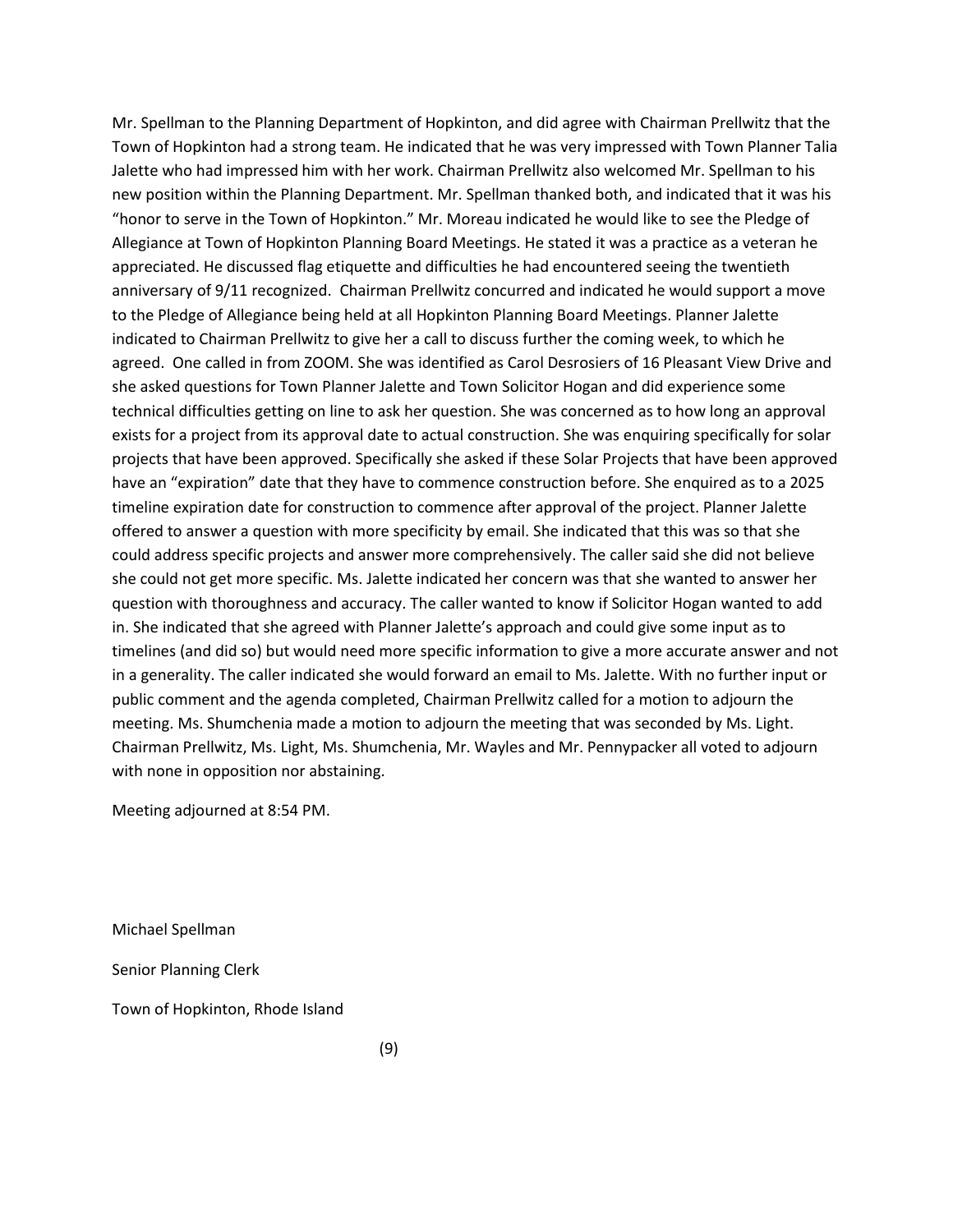Mr. Spellman to the Planning Department of Hopkinton, and did agree with Chairman Prellwitz that the Town of Hopkinton had a strong team. He indicated that he was very impressed with Town Planner Talia Jalette who had impressed him with her work. Chairman Prellwitz also welcomed Mr. Spellman to his new position within the Planning Department. Mr. Spellman thanked both, and indicated that it was his "honor to serve in the Town of Hopkinton." Mr. Moreau indicated he would like to see the Pledge of Allegiance at Town of Hopkinton Planning Board Meetings. He stated it was a practice as a veteran he appreciated. He discussed flag etiquette and difficulties he had encountered seeing the twentieth anniversary of 9/11 recognized. Chairman Prellwitz concurred and indicated he would support a move to the Pledge of Allegiance being held at all Hopkinton Planning Board Meetings. Planner Jalette indicated to Chairman Prellwitz to give her a call to discuss further the coming week, to which he agreed. One called in from ZOOM. She was identified as Carol Desrosiers of 16 Pleasant View Drive and she asked questions for Town Planner Jalette and Town Solicitor Hogan and did experience some technical difficulties getting on line to ask her question. She was concerned as to how long an approval exists for a project from its approval date to actual construction. She was enquiring specifically for solar projects that have been approved. Specifically she asked if these Solar Projects that have been approved have an "expiration" date that they have to commence construction before. She enquired as to a 2025 timeline expiration date for construction to commence after approval of the project. Planner Jalette offered to answer a question with more specificity by email. She indicated that this was so that she could address specific projects and answer more comprehensively. The caller said she did not believe she could not get more specific. Ms. Jalette indicated her concern was that she wanted to answer her question with thoroughness and accuracy. The caller wanted to know if Solicitor Hogan wanted to add in. She indicated that she agreed with Planner Jalette's approach and could give some input as to timelines (and did so) but would need more specific information to give a more accurate answer and not in a generality. The caller indicated she would forward an email to Ms. Jalette. With no further input or public comment and the agenda completed, Chairman Prellwitz called for a motion to adjourn the meeting. Ms. Shumchenia made a motion to adjourn the meeting that was seconded by Ms. Light. Chairman Prellwitz, Ms. Light, Ms. Shumchenia, Mr. Wayles and Mr. Pennypacker all voted to adjourn with none in opposition nor abstaining.

Meeting adjourned at 8:54 PM.

Michael Spellman

Senior Planning Clerk

Town of Hopkinton, Rhode Island